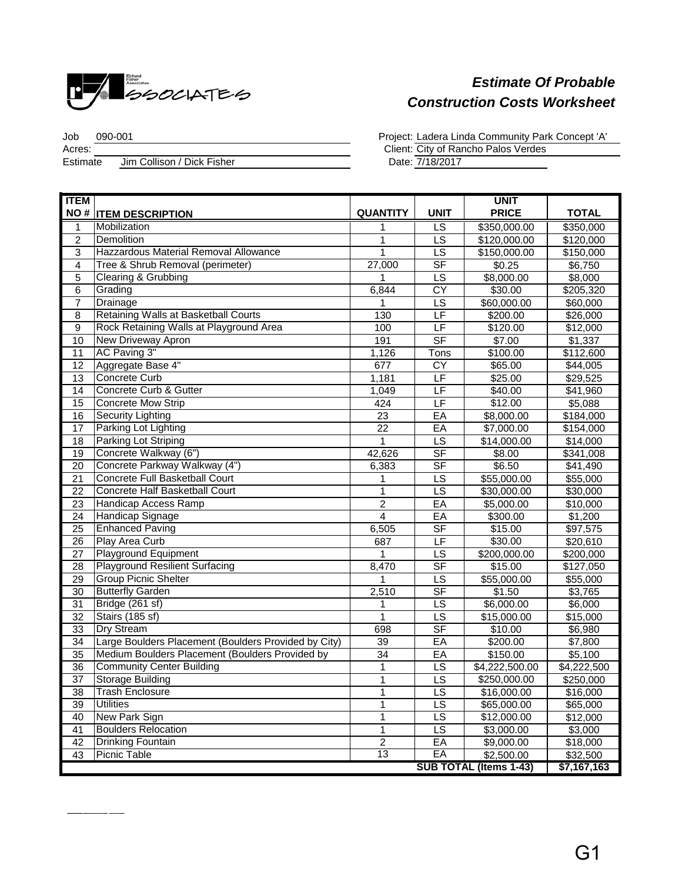Richard Fisher Associates

# Estimate Of Probable Construction Costs Worksheet

Job 090-001
Acres:
Estimate Jim Collison / Dick Fisher

Project: Ladera Linda Community Park Concept 'A'
Client: City of Rancho Palos Verdes
Date: 7/18/2017

| ITEM NO # | ITEM DESCRIPTION | QUANTITY | UNIT | UNIT PRICE | TOTAL |
|---|---|---|---|---|---|
| 1 | Mobilization | 1 | LS | $350,000.00 | $350,000 |
| 2 | Demolition | 1 | LS | $120,000.00 | $120,000 |
| 3 | Hazzardous Material Removal Allowance | 1 | LS | $150,000.00 | $150,000 |
| 4 | Tree & Shrub Removal (perimeter) | 27,000 | SF | $0.25 | $6,750 |
| 5 | Clearing & Grubbing | 1 | LS | $8,000.00 | $8,000 |
| 6 | Grading | 6,844 | CY | $30.00 | $205,320 |
| 7 | Drainage | 1 | LS | $60,000.00 | $60,000 |
| 8 | Retaining Walls at Basketball Courts | 130 | LF | $200.00 | $26,000 |
| 9 | Rock Retaining Walls at Playground Area | 100 | LF | $120.00 | $12,000 |
| 10 | New Driveway Apron | 191 | SF | $7.00 | $1,337 |
| 11 | AC Paving 3" | 1,126 | Tons | $100.00 | $112,600 |
| 12 | Aggregate Base 4" | 677 | CY | $65.00 | $44,005 |
| 13 | Concrete Curb | 1,181 | LF | $25.00 | $29,525 |
| 14 | Concrete Curb & Gutter | 1,049 | LF | $40.00 | $41,960 |
| 15 | Concrete Mow Strip | 424 | LF | $12.00 | $5,088 |
| 16 | Security Lighting | 23 | EA | $8,000.00 | $184,000 |
| 17 | Parking Lot Lighting | 22 | EA | $7,000.00 | $154,000 |
| 18 | Parking Lot Striping | 1 | LS | $14,000.00 | $14,000 |
| 19 | Concrete Walkway (6") | 42,626 | SF | $8.00 | $341,008 |
| 20 | Concrete Parkway Walkway (4") | 6,383 | SF | $6.50 | $41,490 |
| 21 | Concrete Full Basketball Court | 1 | LS | $55,000.00 | $55,000 |
| 22 | Concrete Half Basketball Court | 1 | LS | $30,000.00 | $30,000 |
| 23 | Handicap Access Ramp | 2 | EA | $5,000.00 | $10,000 |
| 24 | Handicap Signage | 4 | EA | $300.00 | $1,200 |
| 25 | Enhanced Paving | 6,505 | SF | $15.00 | $97,575 |
| 26 | Play Area Curb | 687 | LF | $30.00 | $20,610 |
| 27 | Playground Equipment | 1 | LS | $200,000.00 | $200,000 |
| 28 | Playground Resilient Surfacing | 8,470 | SF | $15.00 | $127,050 |
| 29 | Group Picnic Shelter | 1 | LS | $55,000.00 | $55,000 |
| 30 | Butterfly Garden | 2,510 | SF | $1.50 | $3,765 |
| 31 | Bridge (261 sf) | 1 | LS | $6,000.00 | $6,000 |
| 32 | Stairs (185 sf) | 1 | LS | $15,000.00 | $15,000 |
| 33 | Dry Stream | 698 | SF | $10.00 | $6,980 |
| 34 | Large Boulders Placement (Boulders Provided by City) | 39 | EA | $200.00 | $7,800 |
| 35 | Medium Boulders Placement (Boulders Provided by | 34 | EA | $150.00 | $5,100 |
| 36 | Community Center Building | 1 | LS | $4,222,500.00 | $4,222,500 |
| 37 | Storage Building | 1 | LS | $250,000.00 | $250,000 |
| 38 | Trash Enclosure | 1 | LS | $16,000.00 | $16,000 |
| 39 | Utilities | 1 | LS | $65,000.00 | $65,000 |
| 40 | New Park Sign | 1 | LS | $12,000.00 | $12,000 |
| 41 | Boulders Relocation | 1 | LS | $3,000.00 | $3,000 |
| 42 | Drinking Fountain | 2 | EA | $9,000.00 | $18,000 |
| 43 | Picnic Table | 13 | EA | $2,500.00 | $32,500 |
| | | | | **SUB TOTAL (Items 1-43)** | **$7,167,163** |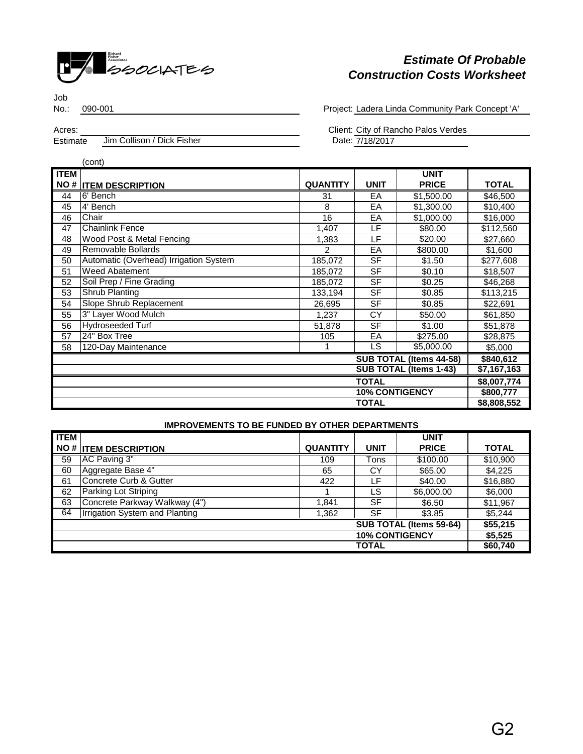# *Estimate Of Probable Construction Costs Worksheet*

Job No.: 090-001

Project: Ladera Linda Community Park Concept 'A'

Acres:

Client: City of Rancho Palos Verdes

Estimate Jim Collison / Dick Fisher

Date: 7/18/2017

(cont)

| ITEM NO # | ITEM DESCRIPTION | QUANTITY | UNIT | UNIT PRICE | TOTAL |
|---|---|---|---|---|---|
| 44 | 6' Bench | 31 | EA | $1,500.00 | $46,500 |
| 45 | 4' Bench | 8 | EA | $1,300.00 | $10,400 |
| 46 | Chair | 16 | EA | $1,000.00 | $16,000 |
| 47 | Chainlink Fence | 1,407 | LF | $80.00 | $112,560 |
| 48 | Wood Post & Metal Fencing | 1,383 | LF | $20.00 | $27,660 |
| 49 | Removable Bollards | 2 | EA | $800.00 | $1,600 |
| 50 | Automatic (Overhead) Irrigation System | 185,072 | SF | $1.50 | $277,608 |
| 51 | Weed Abatement | 185,072 | SF | $0.10 | $18,507 |
| 52 | Soil Prep / Fine Grading | 185,072 | SF | $0.25 | $46,268 |
| 53 | Shrub Planting | 133,194 | SF | $0.85 | $113,215 |
| 54 | Slope Shrub Replacement | 26,695 | SF | $0.85 | $22,691 |
| 55 | 3" Layer Wood Mulch | 1,237 | CY | $50.00 | $61,850 |
| 56 | Hydroseeded Turf | 51,878 | SF | $1.00 | $51,878 |
| 57 | 24" Box Tree | 105 | EA | $275.00 | $28,875 |
| 58 | 120-Day Maintenance | 1 | LS | $5,000.00 | $5,000 |
| | | | **SUB TOTAL (Items 44-58)** | | **$840,612** |
| | | | **SUB TOTAL (Items 1-43)** | | **$7,167,163** |
| | | | **TOTAL** | | **$8,007,774** |
| | | | **10% CONTIGENCY** | | **$800,777** |
| | | | **TOTAL** | | **$8,808,552** |

**IMPROVEMENTS TO BE FUNDED BY OTHER DEPARTMENTS**

| ITEM NO # | ITEM DESCRIPTION | QUANTITY | UNIT | UNIT PRICE | TOTAL |
|---|---|---|---|---|---|
| 59 | AC Paving 3" | 109 | Tons | $100.00 | $10,900 |
| 60 | Aggregate Base 4" | 65 | CY | $65.00 | $4,225 |
| 61 | Concrete Curb & Gutter | 422 | LF | $40.00 | $16,880 |
| 62 | Parking Lot Striping | 1 | LS | $6,000.00 | $6,000 |
| 63 | Concrete Parkway Walkway (4") | 1,841 | SF | $6.50 | $11,967 |
| 64 | Irrigation System and Planting | 1,362 | SF | $3.85 | $5,244 |
| | | | **SUB TOTAL (Items 59-64)** | | **$55,215** |
| | | | **10% CONTIGENCY** | | **$5,525** |
| | | | **TOTAL** | | **$60,740** |

G2